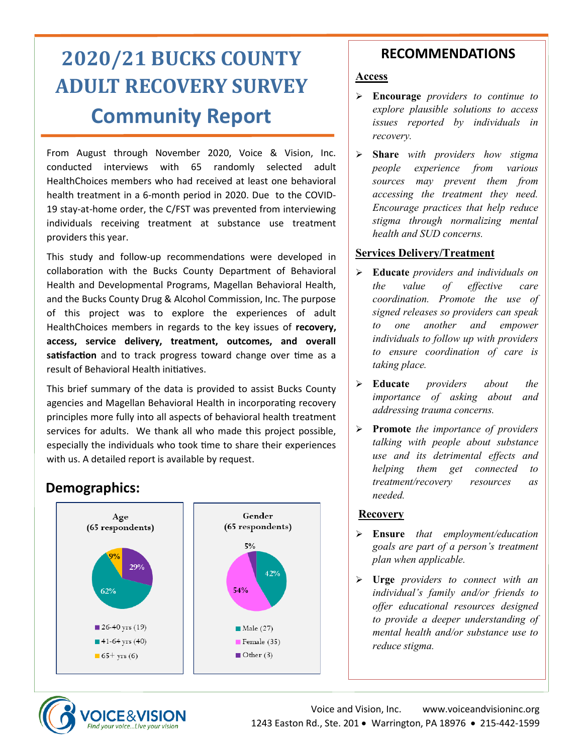# 2020/21 BUCKS COUNTY ADULT RECOVERY SURVEY

# Community Report

From August through November 2020, Voice & Vision, Inc. conducted interviews with 65 randomly selected adult HealthChoices members who had received at least one behavioral health treatment in a 6-month period in 2020. Due to the COVID-19 stay-at-home order, the C/FST was prevented from interviewing individuals receiving treatment at substance use treatment providers this year.

This study and follow-up recommendations were developed in collaboration with the Bucks County Department of Behavioral Health and Developmental Programs, Magellan Behavioral Health, and the Bucks County Drug & Alcohol Commission, Inc. The purpose of this project was to explore the experiences of adult HealthChoices members in regards to the key issues of **recovery, access, service delivery, treatment, outcomes, and overall satisfaction** and to track progress toward change over time as a result of Behavioral Health initiatives.

This brief summary of the data is provided to assist Bucks County agencies and Magellan Behavioral Health in incorporating recovery principles more fully into all aspects of behavioral health treatment services for adults. We thank all who made this project possible, especially the individuals who took time to share their experiences with us. A detailed report is available by request.

## Demographics:

**Age (65 respondents)**

| Age | Respondents | Percent |
|---|---|---|
| 26-40 yrs | 19 | 29% |
| 41-64 yrs | 40 | 62% |
| 65+ yrs | 6 | 9% |

**Gender (65 respondents)**

| Gender | Respondents | Percent |
|---|---|---|
| Male | 27 | 42% |
| Female | 35 | 54% |
| Other | 3 | 5% |

## RECOMMENDATIONS

### Access

- **Encourage** *providers to continue to explore plausible solutions to access issues reported by individuals in recovery.*
- **Share** *with providers how stigma people experience from various sources may prevent them from accessing the treatment they need. Encourage practices that help reduce stigma through normalizing mental health and SUD concerns.*

### Services Delivery/Treatment

- **Educate** *providers and individuals on the value of effective care coordination. Promote the use of signed releases so providers can speak to one another and empower individuals to follow up with providers to ensure coordination of care is taking place.*
- **Educate** *providers about the importance of asking about and addressing trauma concerns.*
- **Promote** *the importance of providers talking with people about substance use and its detrimental effects and helping them get connected to treatment/recovery resources as needed.*

### Recovery

- **Ensure** *that employment/education goals are part of a person's treatment plan when applicable.*
- **Urge** *providers to connect with an individual's family and/or friends to offer educational resources designed to provide a deeper understanding of mental health and/or substance use to reduce stigma.*

VOICE&VISION — Find your voice...Live your vision

Voice and Vision, Inc. www.voiceandvisioninc.org
1243 Easton Rd., Ste. 201 • Warrington, PA 18976 • 215-442-1599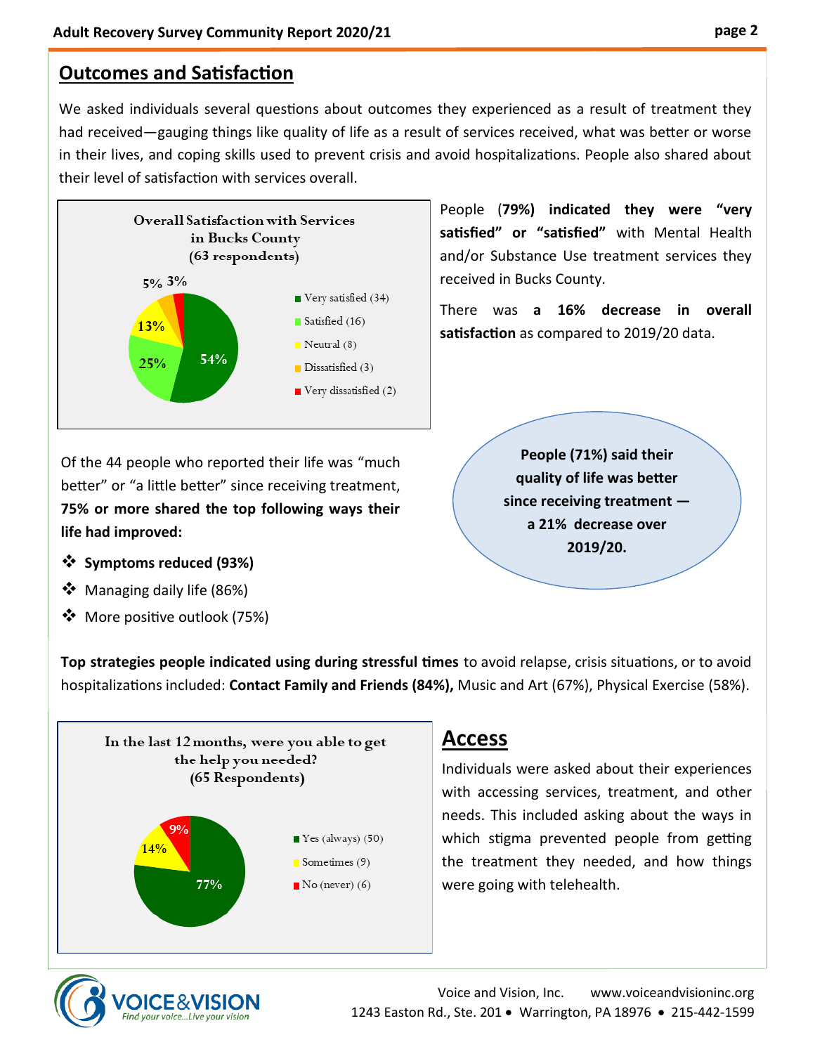## Outcomes and Satisfaction

We asked individuals several questions about outcomes they experienced as a result of treatment they had received—gauging things like quality of life as a result of services received, what was better or worse in their lives, and coping skills used to prevent crisis and avoid hospitalizations. People also shared about their level of satisfaction with services overall.

**Overall Satisfaction with Services in Bucks County (63 respondents)**

| Response | Count | Percent |
|---|---|---|
| Very satisfied | 34 | 54% |
| Satisfied | 16 | 25% |
| Neutral | 8 | 13% |
| Dissatisfied | 3 | 5% |
| Very dissatisfied | 2 | 3% |

People (**79%) indicated they were "very satisfied" or "satisfied"** with Mental Health and/or Substance Use treatment services they received in Bucks County.

There was **a 16% decrease in overall satisfaction** as compared to 2019/20 data.

**People (71%) said their quality of life was better since receiving treatment — a 21% decrease over 2019/20.**

Of the 44 people who reported their life was "much better" or "a little better" since receiving treatment, **75% or more shared the top following ways their life had improved:**

- **Symptoms reduced (93%)**
- Managing daily life (86%)
- More positive outlook (75%)

**Top strategies people indicated using during stressful times** to avoid relapse, crisis situations, or to avoid hospitalizations included: **Contact Family and Friends (84%),** Music and Art (67%), Physical Exercise (58%).

**In the last 12 months, were you able to get the help you needed? (65 Respondents)**

| Response | Count | Percent |
|---|---|---|
| Yes (always) | 50 | 77% |
| Sometimes | 9 | 14% |
| No (never) | 6 | 9% |

## Access

Individuals were asked about their experiences with accessing services, treatment, and other needs. This included asking about the ways in which stigma prevented people from getting the treatment they needed, and how things were going with telehealth.

Voice and Vision, Inc. www.voiceandvisioninc.org
1243 Easton Rd., Ste. 201 • Warrington, PA 18976 • 215-442-1599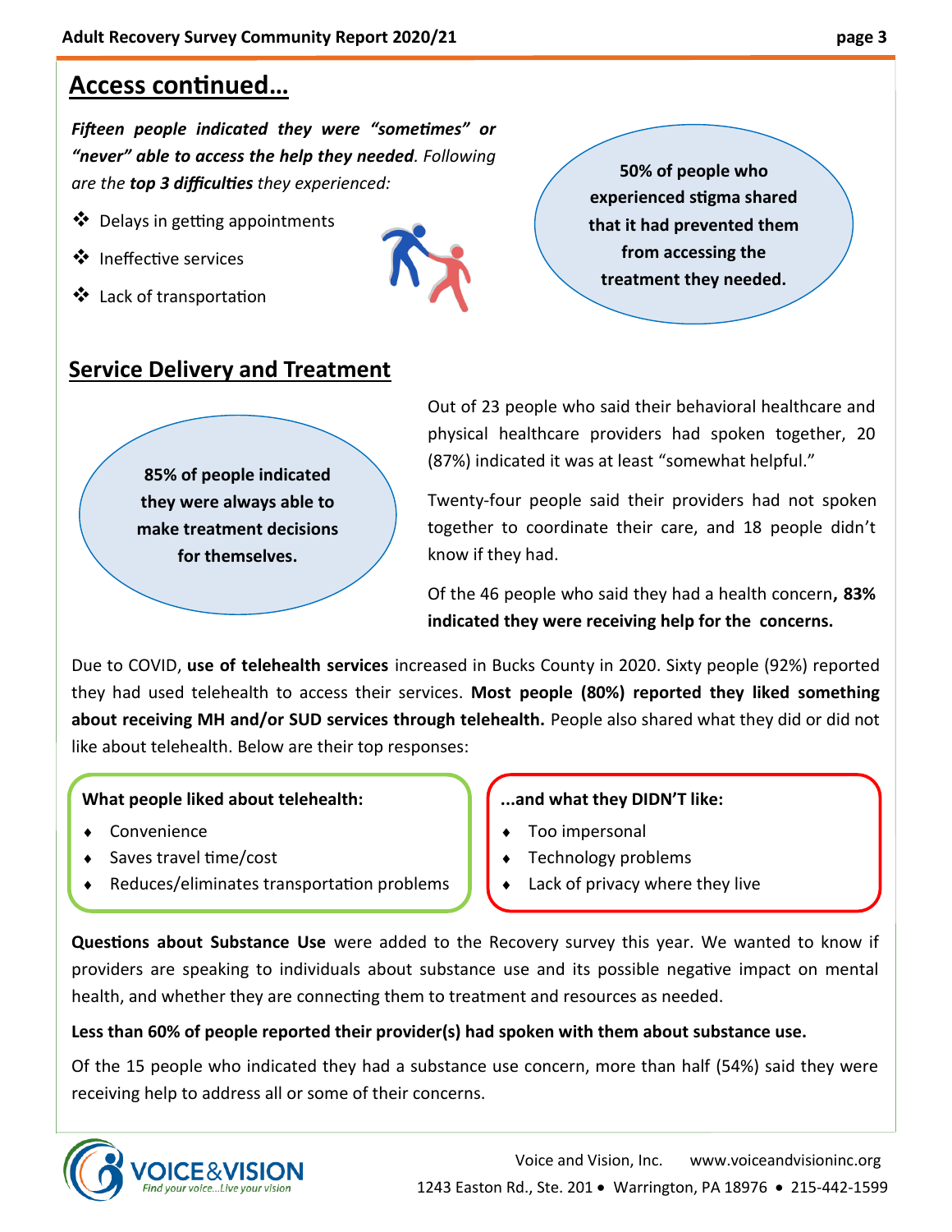## Access continued…

***Fifteen people indicated they were "sometimes" or "never" able to access the help they needed**. Following are the **top 3 difficulties** they experienced:*

- Delays in getting appointments
- Ineffective services
- Lack of transportation

**50% of people who experienced stigma shared that it had prevented them from accessing the treatment they needed.**

## Service Delivery and Treatment

**85% of people indicated they were always able to make treatment decisions for themselves.**

Out of 23 people who said their behavioral healthcare and physical healthcare providers had spoken together, 20 (87%) indicated it was at least "somewhat helpful."

Twenty-four people said their providers had not spoken together to coordinate their care, and 18 people didn't know if they had.

Of the 46 people who said they had a health concern**, 83% indicated they were receiving help for the concerns.**

Due to COVID, **use of telehealth services** increased in Bucks County in 2020. Sixty people (92%) reported they had used telehealth to access their services. **Most people (80%) reported they liked something about receiving MH and/or SUD services through telehealth.** People also shared what they did or did not like about telehealth. Below are their top responses:

**What people liked about telehealth:**

- Convenience
- Saves travel time/cost
- Reduces/eliminates transportation problems

**...and what they DIDN'T like:**

- Too impersonal
- Technology problems
- Lack of privacy where they live

**Questions about Substance Use** were added to the Recovery survey this year. We wanted to know if providers are speaking to individuals about substance use and its possible negative impact on mental health, and whether they are connecting them to treatment and resources as needed.

**Less than 60% of people reported their provider(s) had spoken with them about substance use.**

Of the 15 people who indicated they had a substance use concern, more than half (54%) said they were receiving help to address all or some of their concerns.

Voice and Vision, Inc. www.voiceandvisioninc.org
1243 Easton Rd., Ste. 201 • Warrington, PA 18976 • 215-442-1599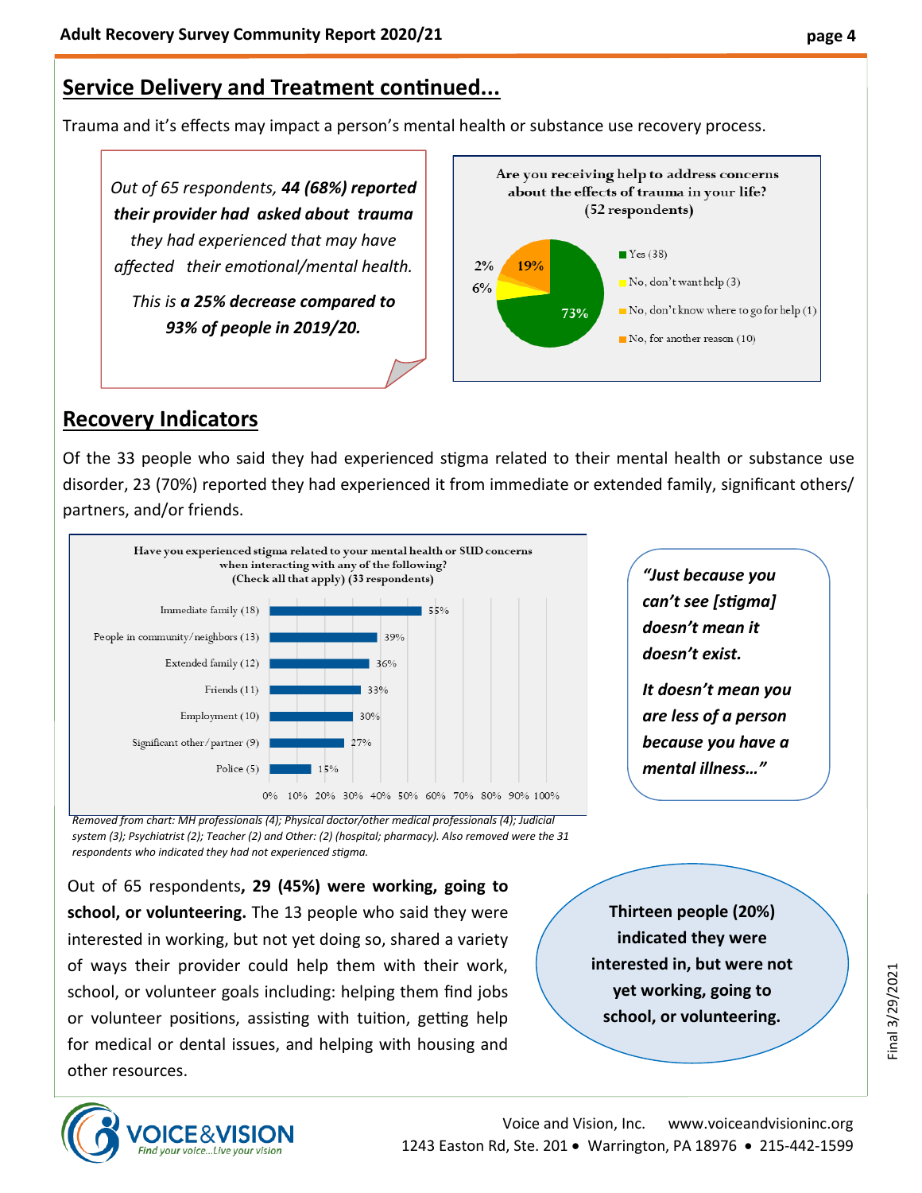## Service Delivery and Treatment continued...

Trauma and it's effects may impact a person's mental health or substance use recovery process.

*Out of 65 respondents, **44 (68%) reported their provider had asked about trauma** they had experienced that may have affected their emotional/mental health.*

*This is **a 25% decrease compared to 93% of people in 2019/20.***

Are you receiving help to address concerns about the effects of trauma in your life? (52 respondents)

Yes (38)
No, don't want help (3)
No, don't know where to go for help (1)
No, for another reason (10)

73%
6%
2%
19%

## Recovery Indicators

Of the 33 people who said they had experienced stigma related to their mental health or substance use disorder, 23 (70%) reported they had experienced it from immediate or extended family, significant others/ partners, and/or friends.

Have you experienced stigma related to your mental health or SUD concerns when interacting with any of the following? (Check all that apply) (33 respondents)

Immediate family (18) 55%
People in community/neighbors (13) 39%
Extended family (12) 36%
Friends (11) 33%
Employment (10) 30%
Significant other/partner (9) 27%
Police (5) 15%

0% 10% 20% 30% 40% 50% 60% 70% 80% 90% 100%

*Removed from chart: MH professionals (4); Physical doctor/other medical professionals (4); Judicial system (3); Psychiatrist (2); Teacher (2) and Other: (2) (hospital; pharmacy). Also removed were the 31 respondents who indicated they had not experienced stigma.*

***"Just because you can't see [stigma] doesn't mean it doesn't exist.***

***It doesn't mean you are less of a person because you have a mental illness…"***

Out of 65 respondents**, 29 (45%) were working, going to school, or volunteering.** The 13 people who said they were interested in working, but not yet doing so, shared a variety of ways their provider could help them with their work, school, or volunteer goals including: helping them find jobs or volunteer positions, assisting with tuition, getting help for medical or dental issues, and helping with housing and other resources.

**Thirteen people (20%) indicated they were interested in, but were not yet working, going to school, or volunteering.**

Voice and Vision, Inc. www.voiceandvisioninc.org
1243 Easton Rd, Ste. 201 • Warrington, PA 18976 • 215-442-1599